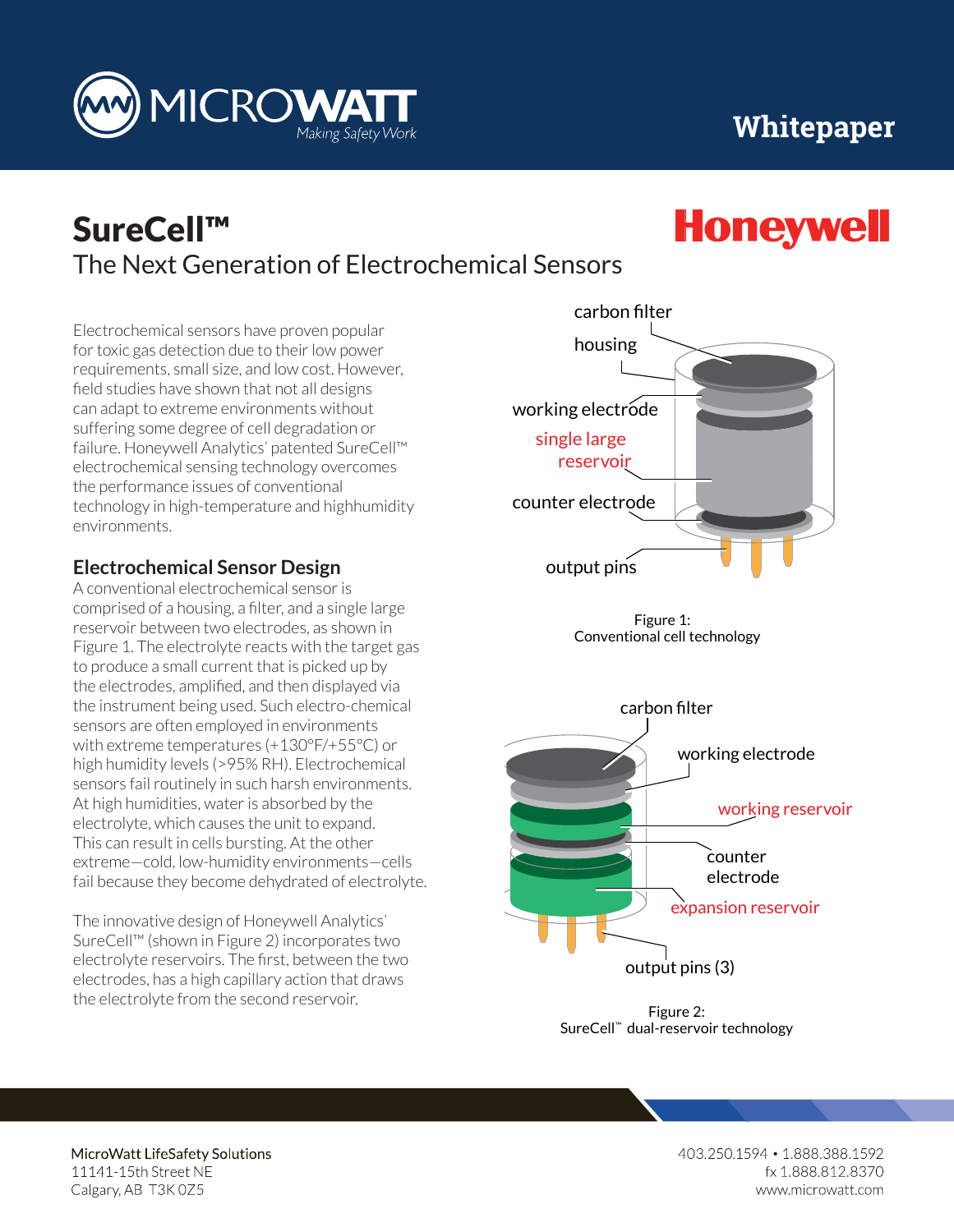# SureCell™

## The Next Generation of Electrochemical Sensors

Electrochemical sensors have proven popular for toxic gas detection due to their low power requirements, small size, and low cost. However, field studies have shown that not all designs can adapt to extreme environments without suffering some degree of cell degradation or failure. Honeywell Analytics' patented SureCell™ electrochemical sensing technology overcomes the performance issues of conventional technology in high-temperature and highhumidity environments.

### Electrochemical Sensor Design

A conventional electrochemical sensor is comprised of a housing, a filter, and a single large reservoir between two electrodes, as shown in Figure 1. The electrolyte reacts with the target gas to produce a small current that is picked up by the electrodes, amplified, and then displayed via the instrument being used. Such electro-chemical sensors are often employed in environments with extreme temperatures (+130°F/+55°C) or high humidity levels (>95% RH). Electrochemical sensors fail routinely in such harsh environments. At high humidities, water is absorbed by the electrolyte, which causes the unit to expand. This can result in cells bursting. At the other extreme—cold, low-humidity environments—cells fail because they become dehydrated of electrolyte.

The innovative design of Honeywell Analytics' SureCell™ (shown in Figure 2) incorporates two electrolyte reservoirs. The first, between the two electrodes, has a high capillary action that draws the electrolyte from the second reservoir.

carbon filter
housing
working electrode
single large reservoir
counter electrode
output pins

Figure 1:
Conventional cell technology

carbon filter
working electrode
working reservoir
counter electrode
expansion reservoir
output pins (3)

Figure 2:
SureCell™ dual-reservoir technology

MicroWatt LifeSafety Solutions
11141-15th Street NE
Calgary, AB T3K 0Z5

403.250.1594 • 1.888.388.1592
fx 1.888.812.8370
www.microwatt.com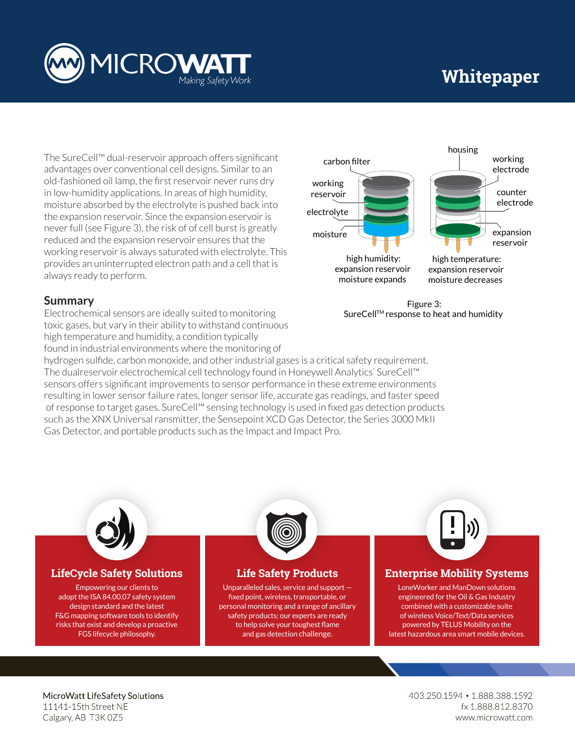The SureCell™ dual-reservoir approach offers significant advantages over conventional cell designs. Similar to an old-fashioned oil lamp, the first reservoir never runs dry in low-humidity applications. In areas of high humidity, moisture absorbed by the electrolyte is pushed back into the expansion reservoir. Since the expansion eservoir is never full (see Figure 3), the risk of of cell burst is greatly reduced and the expansion reservoir ensures that the working reservoir is always saturated with electrolyte. This provides an uninterrupted electron path and a cell that is always ready to perform.

carbon filter
working reservoir
electrolyte
moisture
housing
working electrode
counter electrode
expansion reservoir

high humidity: expansion reservoir moisture expands

high temperature: expansion reservoir moisture decreases

Figure 3:
SureCell™ response to heat and humidity

## Summary

Electrochemical sensors are ideally suited to monitoring toxic gases, but vary in their ability to withstand continuous high temperature and humidity, a condition typically found in industrial environments where the monitoring of hydrogen sulfide, carbon monoxide, and other industrial gases is a critical safety requirement. The dualreservoir electrochemical cell technology found in Honeywell Analytics' SureCell™ sensors offers significant improvements to sensor performance in these extreme environments resulting in lower sensor failure rates, longer sensor life, accurate gas readings, and faster speed of response to target gases. SureCell™ sensing technology is used in fixed gas detection products such as the XNX Universal ransmitter, the Sensepoint XCD Gas Detector, the Series 3000 MkII Gas Detector, and portable products such as the Impact and Impact Pro.

### LifeCycle Safety Solutions

Empowering our clients to adopt the ISA 84.00.07 safety system design standard and the latest F&G mapping software tools to identify risks that exist and develop a proactive FGS lifecycle philosophy.

### Life Safety Products

Unparalleled sales, service and support — fixed point, wireless, transportable, or personal monitoring and a range of ancillary safety products; our experts are ready to help solve your toughest flame and gas detection challenge.

### Enterprise Mobility Systems

LoneWorker and ManDown solutions engineered for the Oil & Gas Industry combined with a customizable suite of wireless Voice/Text/Data services powered by TELUS Mobility on the latest hazardous area smart mobile devices.

MicroWatt LifeSafety Solutions
11141-15th Street NE
Calgary, AB T3K 0Z5

403.250.1594 • 1.888.388.1592
fx 1.888.812.8370
www.microwatt.com